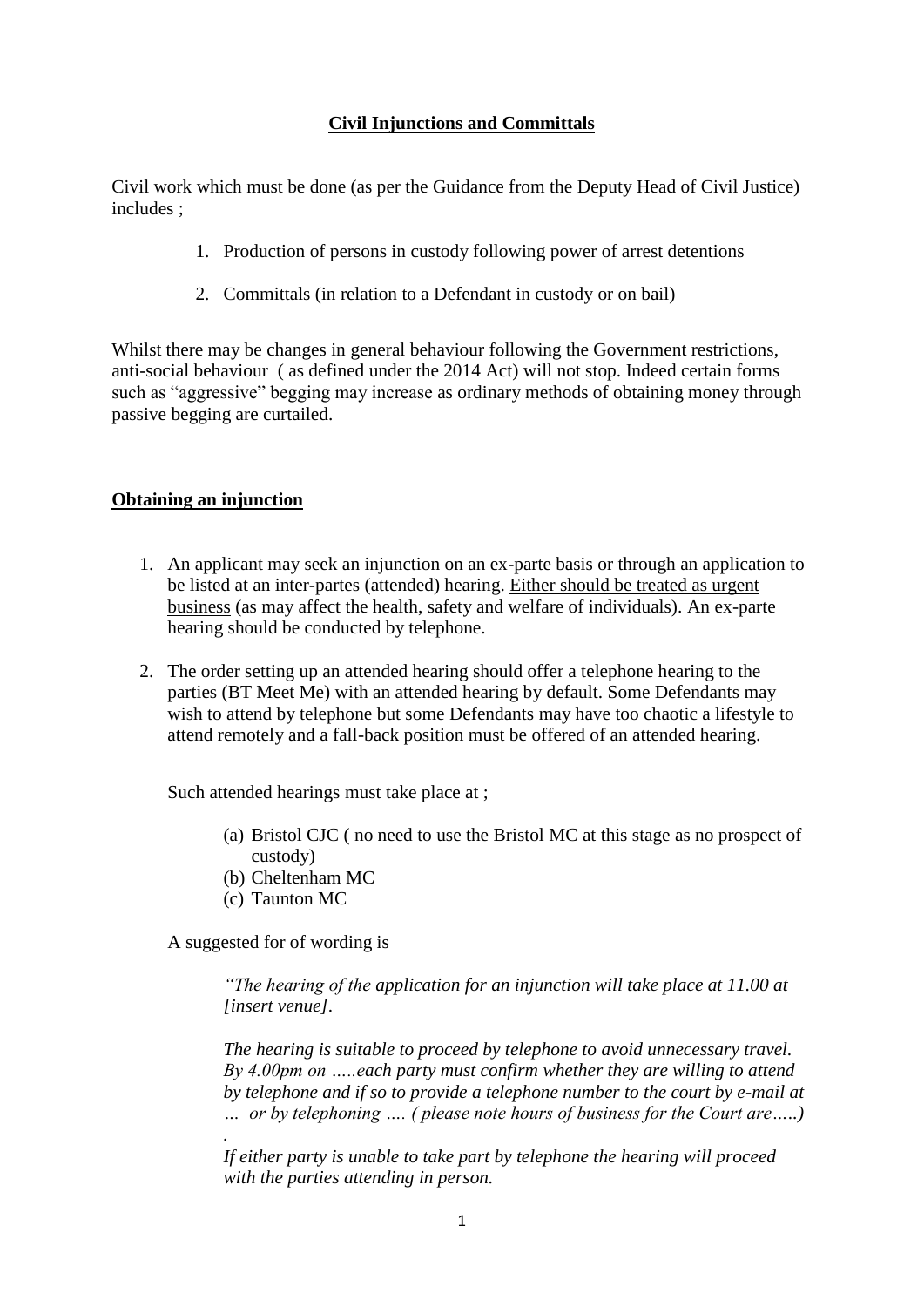**Civil Injunctions and Committals**

Civil work which must be done (as per the Guidance from the Deputy Head of Civil Justice) includes ;

1. Production of persons in custody following power of arrest detentions
2. Committals (in relation to a Defendant in custody or on bail)

Whilst there may be changes in general behaviour following the Government restrictions, anti-social behaviour ( as defined under the 2014 Act) will not stop. Indeed certain forms such as "aggressive" begging may increase as ordinary methods of obtaining money through passive begging are curtailed.

**Obtaining an injunction**

1. An applicant may seek an injunction on an ex-parte basis or through an application to be listed at an inter-partes (attended) hearing. <u>Either should be treated as urgent business</u> (as may affect the health, safety and welfare of individuals). An ex-parte hearing should be conducted by telephone.

2. The order setting up an attended hearing should offer a telephone hearing to the parties (BT Meet Me) with an attended hearing by default. Some Defendants may wish to attend by telephone but some Defendants may have too chaotic a lifestyle to attend remotely and a fall-back position must be offered of an attended hearing.

   Such attended hearings must take place at ;

   (a) Bristol CJC ( no need to use the Bristol MC at this stage as no prospect of custody)
   (b) Cheltenham MC
   (c) Taunton MC

   A suggested for of wording is

   *"The hearing of the application for an injunction will take place at 11.00 at [insert venue].*

   *The hearing is suitable to proceed by telephone to avoid unnecessary travel. By 4.00pm on .....each party must confirm whether they are willing to attend by telephone and if so to provide a telephone number to the court by e-mail at ... or by telephoning .... ( please note hours of business for the Court are.....) .*

   *If either party is unable to take part by telephone the hearing will proceed with the parties attending in person.*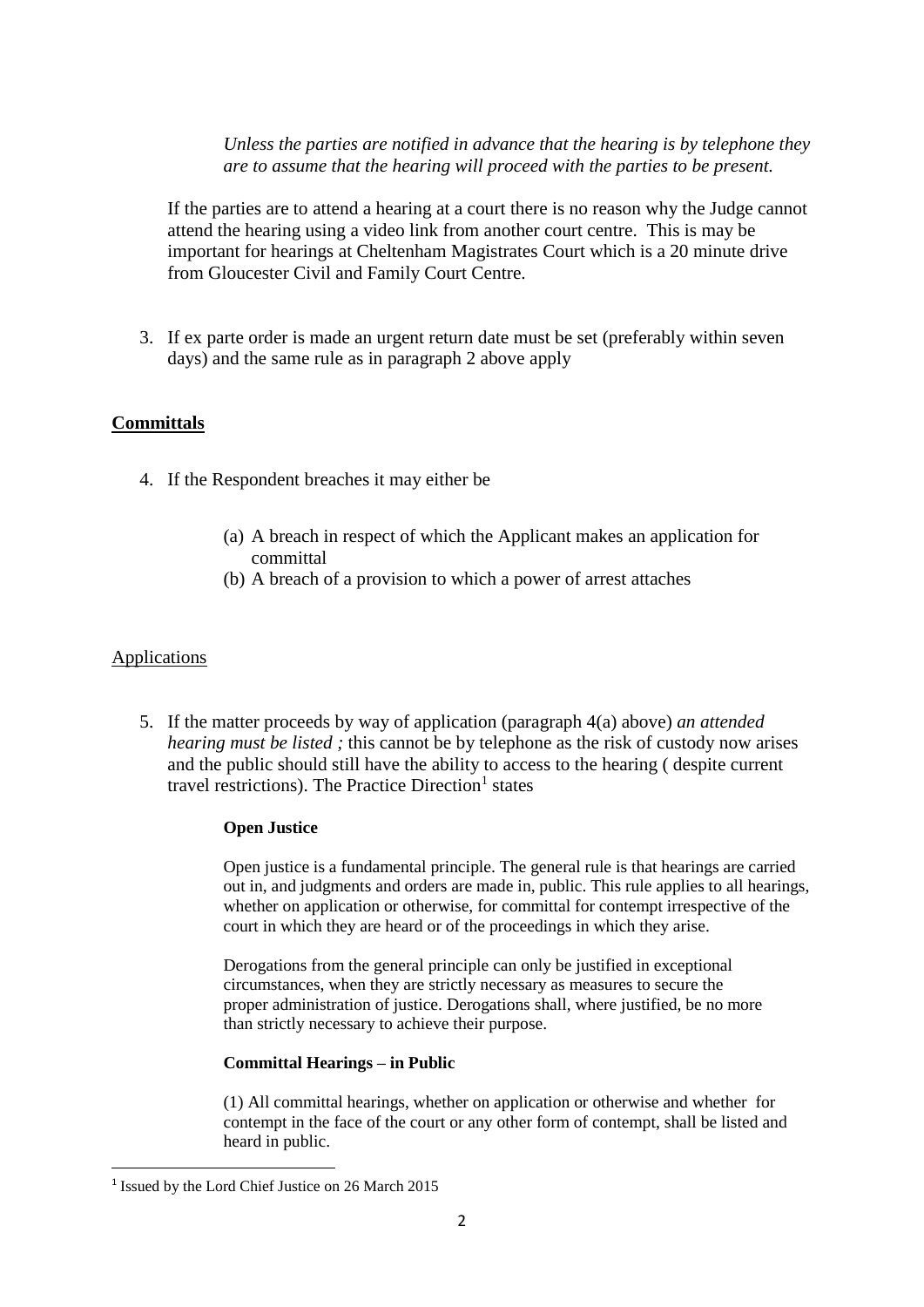*Unless the parties are notified in advance that the hearing is by telephone they are to assume that the hearing will proceed with the parties to be present.*

If the parties are to attend a hearing at a court there is no reason why the Judge cannot attend the hearing using a video link from another court centre. This is may be important for hearings at Cheltenham Magistrates Court which is a 20 minute drive from Gloucester Civil and Family Court Centre.

3. If ex parte order is made an urgent return date must be set (preferably within seven days) and the same rule as in paragraph 2 above apply

## Committals

4. If the Respondent breaches it may either be

   (a) A breach in respect of which the Applicant makes an application for committal
   (b) A breach of a provision to which a power of arrest attaches

### Applications

5. If the matter proceeds by way of application (paragraph 4(a) above) *an attended hearing must be listed ;* this cannot be by telephone as the risk of custody now arises and the public should still have the ability to access to the hearing ( despite current travel restrictions). The Practice Direction[1] states

   **Open Justice**

   Open justice is a fundamental principle. The general rule is that hearings are carried out in, and judgments and orders are made in, public. This rule applies to all hearings, whether on application or otherwise, for committal for contempt irrespective of the court in which they are heard or of the proceedings in which they arise.

   Derogations from the general principle can only be justified in exceptional circumstances, when they are strictly necessary as measures to secure the proper administration of justice. Derogations shall, where justified, be no more than strictly necessary to achieve their purpose.

   **Committal Hearings – in Public**

   (1) All committal hearings, whether on application or otherwise and whether for contempt in the face of the court or any other form of contempt, shall be listed and heard in public.

[1] Issued by the Lord Chief Justice on 26 March 2015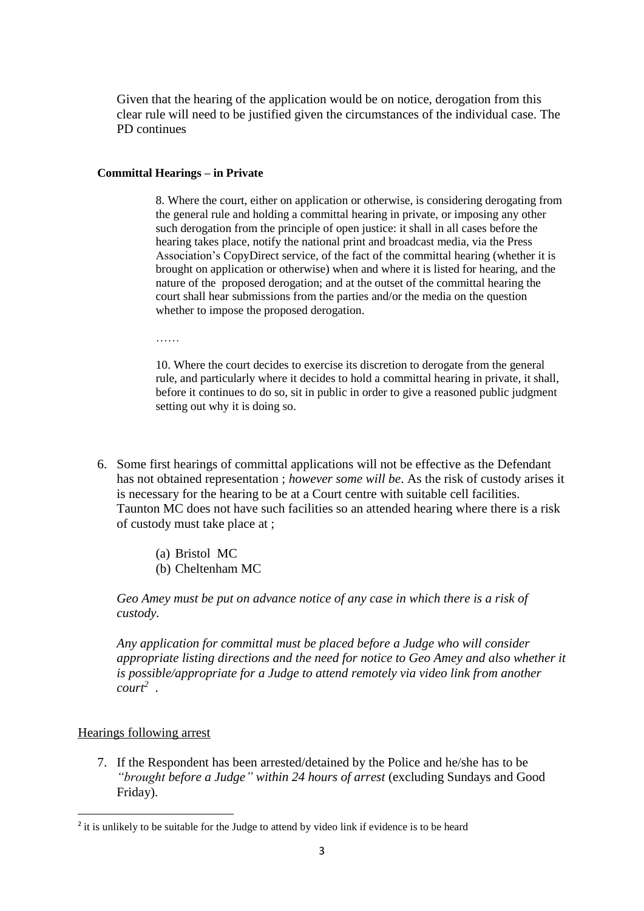Given that the hearing of the application would be on notice, derogation from this clear rule will need to be justified given the circumstances of the individual case. The PD continues

**Committal Hearings – in Private**

> 8. Where the court, either on application or otherwise, is considering derogating from the general rule and holding a committal hearing in private, or imposing any other such derogation from the principle of open justice: it shall in all cases before the hearing takes place, notify the national print and broadcast media, via the Press Association's CopyDirect service, of the fact of the committal hearing (whether it is brought on application or otherwise) when and where it is listed for hearing, and the nature of the proposed derogation; and at the outset of the committal hearing the court shall hear submissions from the parties and/or the media on the question whether to impose the proposed derogation.
>
> ……
>
> 10. Where the court decides to exercise its discretion to derogate from the general rule, and particularly where it decides to hold a committal hearing in private, it shall, before it continues to do so, sit in public in order to give a reasoned public judgment setting out why it is doing so.

6. Some first hearings of committal applications will not be effective as the Defendant has not obtained representation ; *however some will be*. As the risk of custody arises it is necessary for the hearing to be at a Court centre with suitable cell facilities. Taunton MC does not have such facilities so an attended hearing where there is a risk of custody must take place at ;

   (a) Bristol MC
   (b) Cheltenham MC

   *Geo Amey must be put on advance notice of any case in which there is a risk of custody.*

   *Any application for committal must be placed before a Judge who will consider appropriate listing directions and the need for notice to Geo Amey and also whether it is possible/appropriate for a Judge to attend remotely via video link from another court*[2] .

<u>Hearings following arrest</u>

7. If the Respondent has been arrested/detained by the Police and he/she has to be *"brought before a Judge" within 24 hours of arrest* (excluding Sundays and Good Friday).

---

[2] it is unlikely to be suitable for the Judge to attend by video link if evidence is to be heard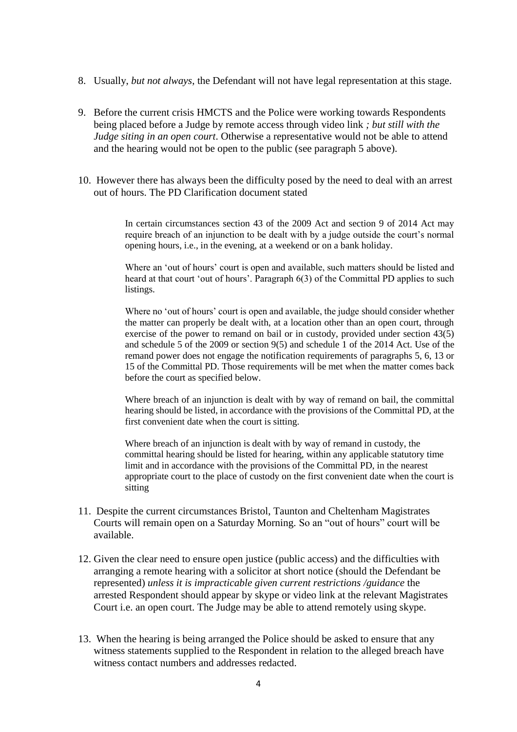8. Usually, *but not always*, the Defendant will not have legal representation at this stage.

9. Before the current crisis HMCTS and the Police were working towards Respondents being placed before a Judge by remote access through video link *; but still with the Judge siting in an open court*. Otherwise a representative would not be able to attend and the hearing would not be open to the public (see paragraph 5 above).

10. However there has always been the difficulty posed by the need to deal with an arrest out of hours. The PD Clarification document stated

> In certain circumstances section 43 of the 2009 Act and section 9 of 2014 Act may require breach of an injunction to be dealt with by a judge outside the court's normal opening hours, i.e., in the evening, at a weekend or on a bank holiday.
>
> Where an 'out of hours' court is open and available, such matters should be listed and heard at that court 'out of hours'. Paragraph 6(3) of the Committal PD applies to such listings.
>
> Where no 'out of hours' court is open and available, the judge should consider whether the matter can properly be dealt with, at a location other than an open court, through exercise of the power to remand on bail or in custody, provided under section 43(5) and schedule 5 of the 2009 or section 9(5) and schedule 1 of the 2014 Act. Use of the remand power does not engage the notification requirements of paragraphs 5, 6, 13 or 15 of the Committal PD. Those requirements will be met when the matter comes back before the court as specified below.
>
> Where breach of an injunction is dealt with by way of remand on bail, the committal hearing should be listed, in accordance with the provisions of the Committal PD, at the first convenient date when the court is sitting.
>
> Where breach of an injunction is dealt with by way of remand in custody, the committal hearing should be listed for hearing, within any applicable statutory time limit and in accordance with the provisions of the Committal PD, in the nearest appropriate court to the place of custody on the first convenient date when the court is sitting

11. Despite the current circumstances Bristol, Taunton and Cheltenham Magistrates Courts will remain open on a Saturday Morning. So an "out of hours" court will be available.

12. Given the clear need to ensure open justice (public access) and the difficulties with arranging a remote hearing with a solicitor at short notice (should the Defendant be represented) *unless it is impracticable given current restrictions /guidance* the arrested Respondent should appear by skype or video link at the relevant Magistrates Court i.e. an open court. The Judge may be able to attend remotely using skype.

13. When the hearing is being arranged the Police should be asked to ensure that any witness statements supplied to the Respondent in relation to the alleged breach have witness contact numbers and addresses redacted.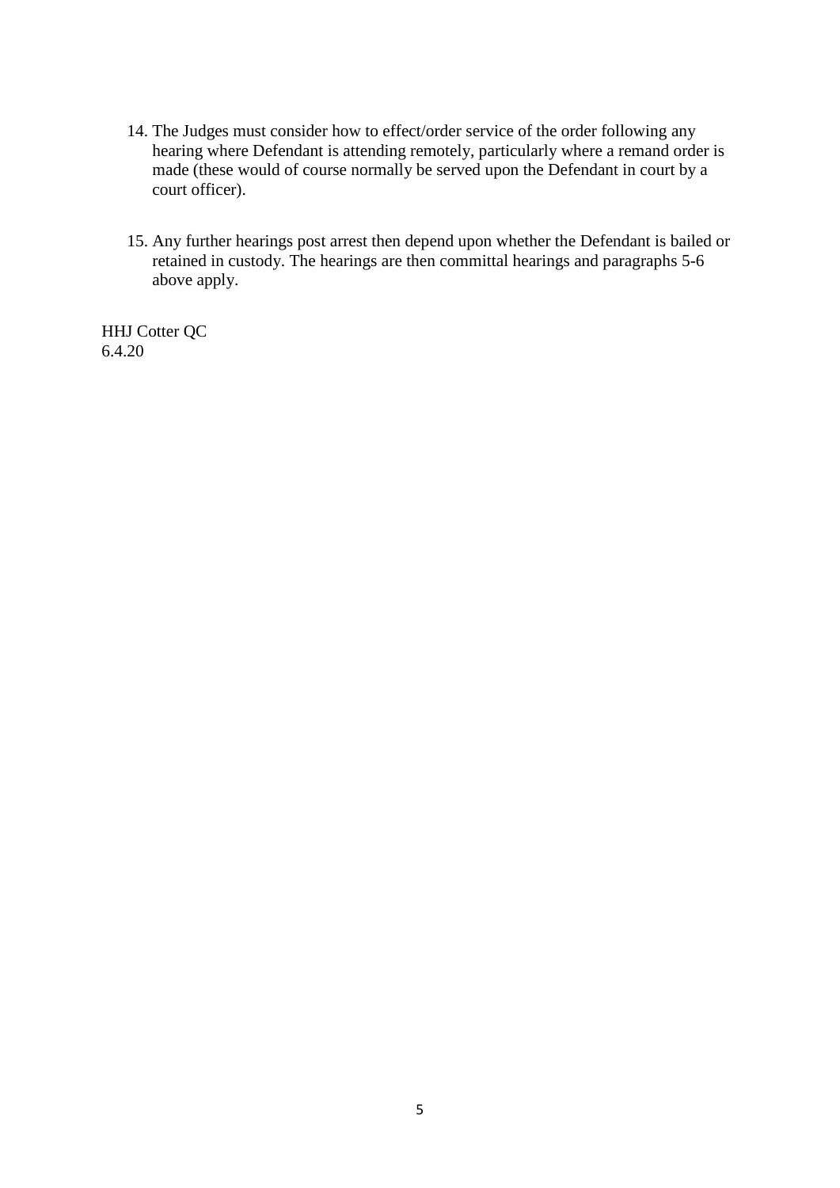14. The Judges must consider how to effect/order service of the order following any hearing where Defendant is attending remotely, particularly where a remand order is made (these would of course normally be served upon the Defendant in court by a court officer).

15. Any further hearings post arrest then depend upon whether the Defendant is bailed or retained in custody. The hearings are then committal hearings and paragraphs 5-6 above apply.

HHJ Cotter QC
6.4.20